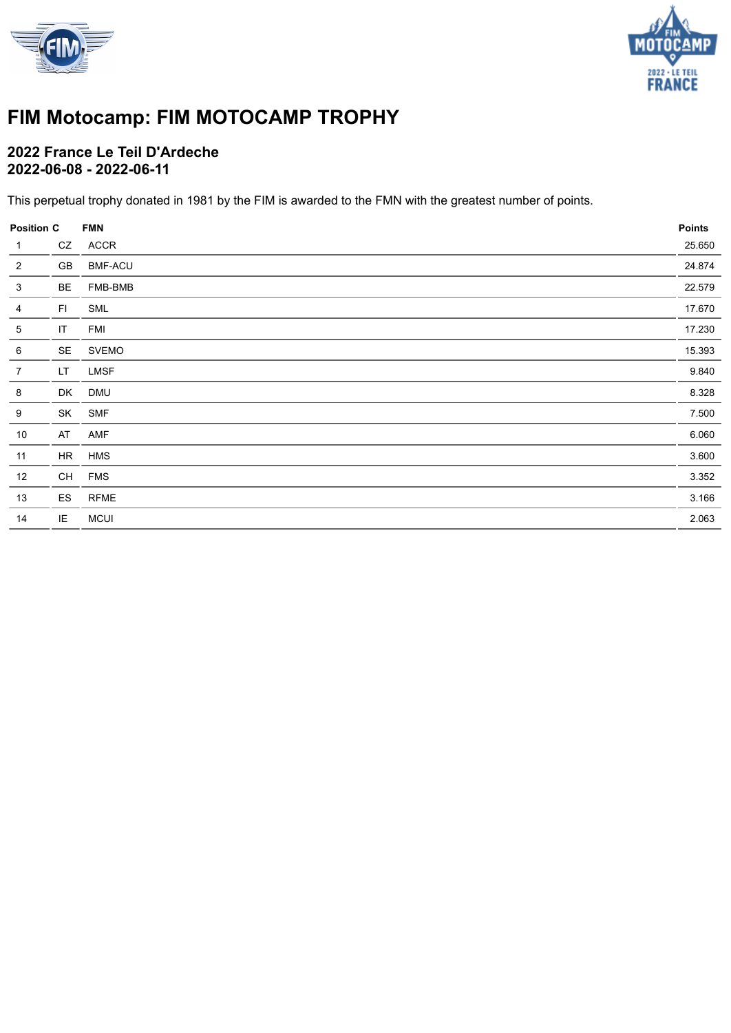# FIM Motocamp: FIM MOTOCAMP TROPHY

## 2022 France Le Teil D'Ardeche
## 2022-06-08 - 2022-06-11

This perpetual trophy donated in 1981 by the FIM is awarded to the FMN with the greatest number of points.

| Position | C | FMN | Points |
|---|---|---|---|
| 1 | CZ | ACCR | 25.650 |
| 2 | GB | BMF-ACU | 24.874 |
| 3 | BE | FMB-BMB | 22.579 |
| 4 | FI | SML | 17.670 |
| 5 | IT | FMI | 17.230 |
| 6 | SE | SVEMO | 15.393 |
| 7 | LT | LMSF | 9.840 |
| 8 | DK | DMU | 8.328 |
| 9 | SK | SMF | 7.500 |
| 10 | AT | AMF | 6.060 |
| 11 | HR | HMS | 3.600 |
| 12 | CH | FMS | 3.352 |
| 13 | ES | RFME | 3.166 |
| 14 | IE | MCUI | 2.063 |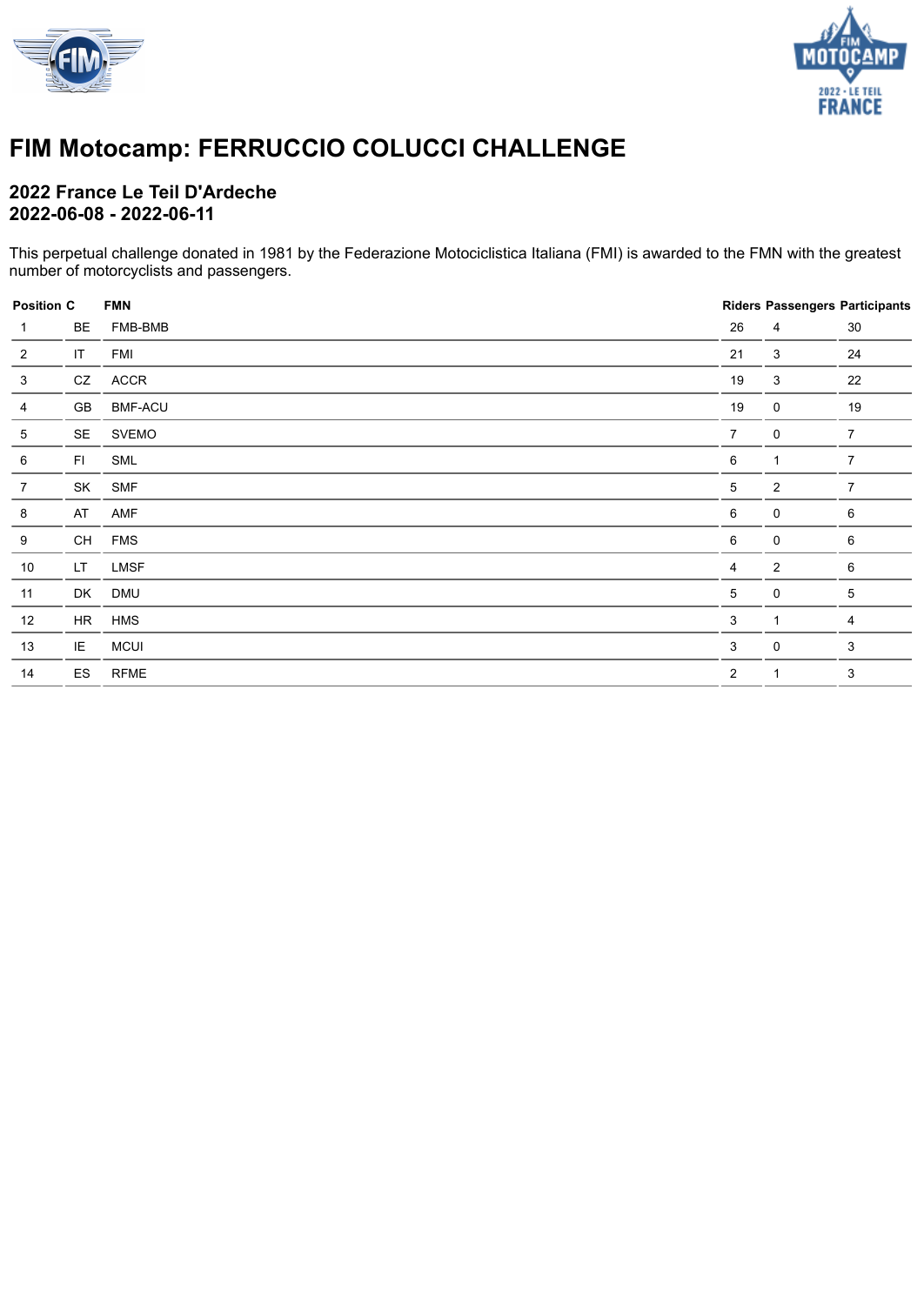# FIM Motocamp: FERRUCCIO COLUCCI CHALLENGE

## 2022 France Le Teil D'Ardeche
## 2022-06-08 - 2022-06-11

This perpetual challenge donated in 1981 by the Federazione Motociclistica Italiana (FMI) is awarded to the FMN with the greatest number of motorcyclists and passengers.

| Position | C | FMN | Riders | Passengers | Participants |
|---|---|---|---|---|---|
| 1 | BE | FMB-BMB | 26 | 4 | 30 |
| 2 | IT | FMI | 21 | 3 | 24 |
| 3 | CZ | ACCR | 19 | 3 | 22 |
| 4 | GB | BMF-ACU | 19 | 0 | 19 |
| 5 | SE | SVEMO | 7 | 0 | 7 |
| 6 | FI | SML | 6 | 1 | 7 |
| 7 | SK | SMF | 5 | 2 | 7 |
| 8 | AT | AMF | 6 | 0 | 6 |
| 9 | CH | FMS | 6 | 0 | 6 |
| 10 | LT | LMSF | 4 | 2 | 6 |
| 11 | DK | DMU | 5 | 0 | 5 |
| 12 | HR | HMS | 3 | 1 | 4 |
| 13 | IE | MCUI | 3 | 0 | 3 |
| 14 | ES | RFME | 2 | 1 | 3 |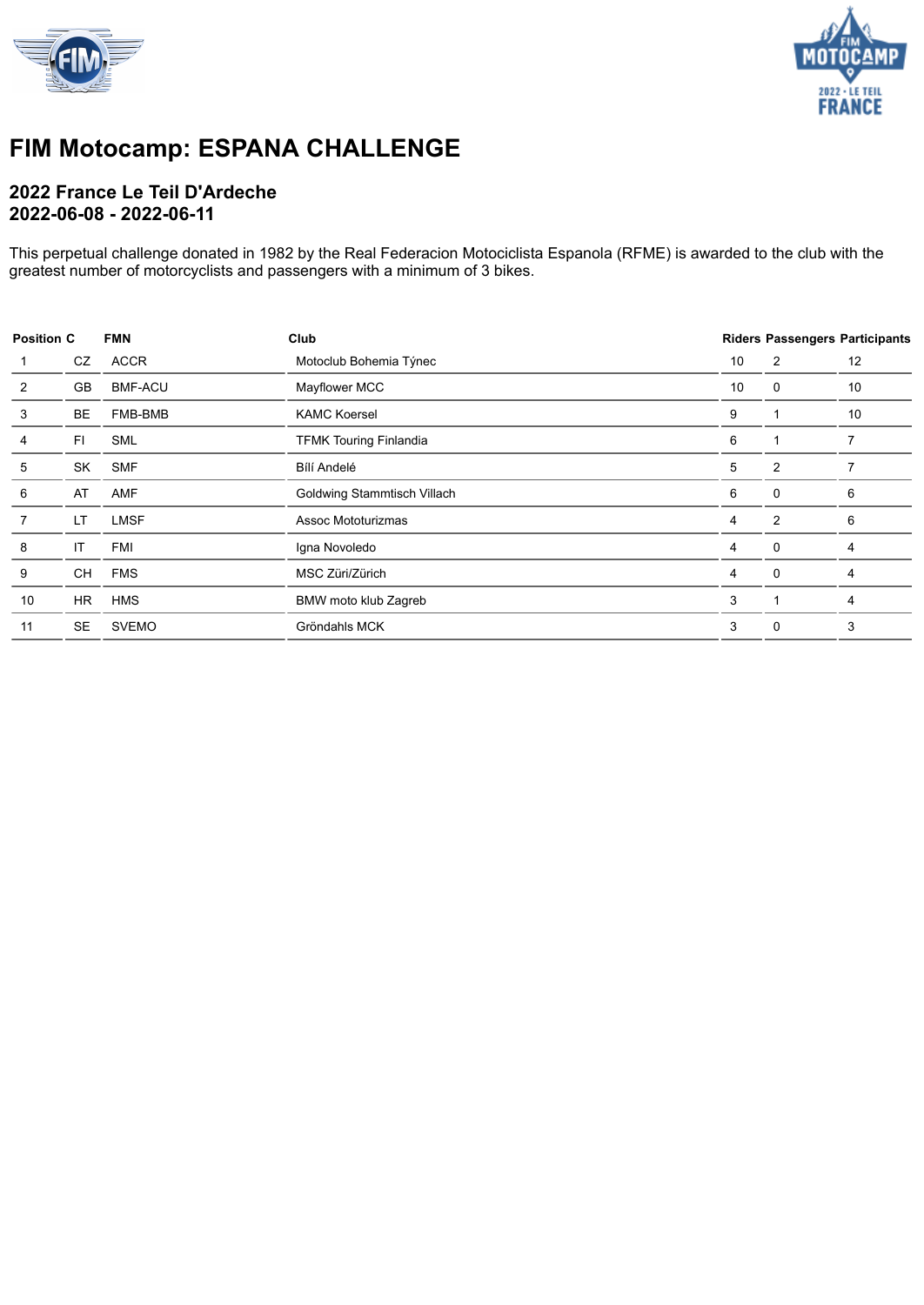# FIM Motocamp: ESPANA CHALLENGE

## 2022 France Le Teil D'Ardeche
## 2022-06-08 - 2022-06-11

This perpetual challenge donated in 1982 by the Real Federacion Motociclista Espanola (RFME) is awarded to the club with the greatest number of motorcyclists and passengers with a minimum of 3 bikes.

| Position | C | FMN | Club | Riders | Passengers | Participants |
|---|---|---|---|---|---|---|
| 1 | CZ | ACCR | Motoclub Bohemia Týnec | 10 | 2 | 12 |
| 2 | GB | BMF-ACU | Mayflower MCC | 10 | 0 | 10 |
| 3 | BE | FMB-BMB | KAMC Koersel | 9 | 1 | 10 |
| 4 | FI | SML | TFMK Touring Finlandia | 6 | 1 | 7 |
| 5 | SK | SMF | Bílí Andelé | 5 | 2 | 7 |
| 6 | AT | AMF | Goldwing Stammtisch Villach | 6 | 0 | 6 |
| 7 | LT | LMSF | Assoc Mototurizmas | 4 | 2 | 6 |
| 8 | IT | FMI | Igna Novoledo | 4 | 0 | 4 |
| 9 | CH | FMS | MSC Züri/Zürich | 4 | 0 | 4 |
| 10 | HR | HMS | BMW moto klub Zagreb | 3 | 1 | 4 |
| 11 | SE | SVEMO | Gröndahls MCK | 3 | 0 | 3 |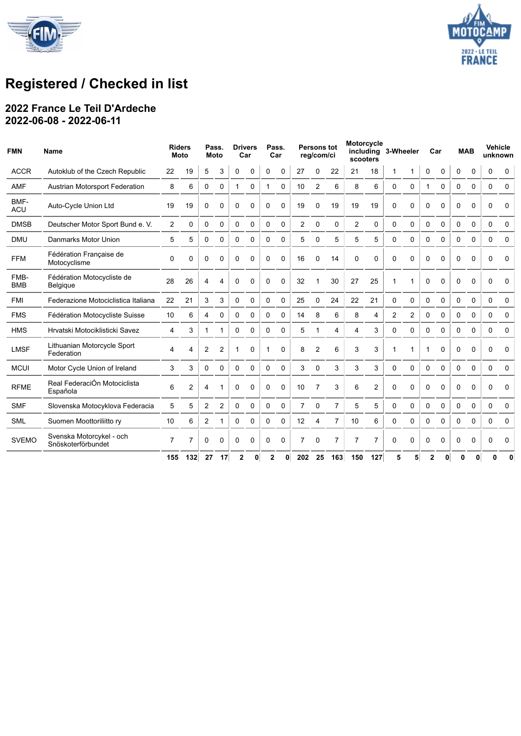# Registered / Checked in list

## 2022 France Le Teil D'Ardeche
## 2022-06-08 - 2022-06-11

| FMN | Name | Riders Moto | | Pass. Moto | | Drivers Car | | Pass. Car | | Persons tot reg/com/ci | | | Motorcycle including scooters | | 3-Wheeler | | Car | | MAB | | Vehicle unknown | |
|---|---|---|---|---|---|---|---|---|---|---|---|---|---|---|---|---|---|---|---|---|---|---|
| ACCR | Autoklub of the Czech Republic | 22 | 19 | 5 | 3 | 0 | 0 | 0 | 0 | 27 | 0 | 22 | 21 | 18 | 1 | 1 | 0 | 0 | 0 | 0 | 0 | 0 |
| AMF | Austrian Motorsport Federation | 8 | 6 | 0 | 0 | 1 | 0 | 1 | 0 | 10 | 2 | 6 | 8 | 6 | 0 | 0 | 1 | 0 | 0 | 0 | 0 | 0 |
| BMF-ACU | Auto-Cycle Union Ltd | 19 | 19 | 0 | 0 | 0 | 0 | 0 | 0 | 19 | 0 | 19 | 19 | 19 | 0 | 0 | 0 | 0 | 0 | 0 | 0 | 0 |
| DMSB | Deutscher Motor Sport Bund e. V. | 2 | 0 | 0 | 0 | 0 | 0 | 0 | 0 | 2 | 0 | 0 | 2 | 0 | 0 | 0 | 0 | 0 | 0 | 0 | 0 | 0 |
| DMU | Danmarks Motor Union | 5 | 5 | 0 | 0 | 0 | 0 | 0 | 0 | 5 | 0 | 5 | 5 | 5 | 0 | 0 | 0 | 0 | 0 | 0 | 0 | 0 |
| FFM | Fédération Française de Motocyclisme | 0 | 0 | 0 | 0 | 0 | 0 | 0 | 0 | 16 | 0 | 14 | 0 | 0 | 0 | 0 | 0 | 0 | 0 | 0 | 0 | 0 |
| FMB-BMB | Fédération Motocycliste de Belgique | 28 | 26 | 4 | 4 | 0 | 0 | 0 | 0 | 32 | 1 | 30 | 27 | 25 | 1 | 1 | 0 | 0 | 0 | 0 | 0 | 0 |
| FMI | Federazione Motociclistica Italiana | 22 | 21 | 3 | 3 | 0 | 0 | 0 | 0 | 25 | 0 | 24 | 22 | 21 | 0 | 0 | 0 | 0 | 0 | 0 | 0 | 0 |
| FMS | Fédération Motocycliste Suisse | 10 | 6 | 4 | 0 | 0 | 0 | 0 | 0 | 14 | 8 | 6 | 8 | 4 | 2 | 2 | 0 | 0 | 0 | 0 | 0 | 0 |
| HMS | Hrvatski Motociklisticki Savez | 4 | 3 | 1 | 1 | 0 | 0 | 0 | 0 | 5 | 1 | 4 | 4 | 3 | 0 | 0 | 0 | 0 | 0 | 0 | 0 | 0 |
| LMSF | Lithuanian Motorcycle Sport Federation | 4 | 4 | 2 | 2 | 1 | 0 | 1 | 0 | 8 | 2 | 6 | 3 | 3 | 1 | 1 | 1 | 0 | 0 | 0 | 0 | 0 |
| MCUI | Motor Cycle Union of Ireland | 3 | 3 | 0 | 0 | 0 | 0 | 0 | 0 | 3 | 0 | 3 | 3 | 3 | 0 | 0 | 0 | 0 | 0 | 0 | 0 | 0 |
| RFME | Real FederaciÓn Motociclista Española | 6 | 2 | 4 | 1 | 0 | 0 | 0 | 0 | 10 | 7 | 3 | 6 | 2 | 0 | 0 | 0 | 0 | 0 | 0 | 0 | 0 |
| SMF | Slovenska Motocyklova Federacia | 5 | 5 | 2 | 2 | 0 | 0 | 0 | 0 | 7 | 0 | 7 | 5 | 5 | 0 | 0 | 0 | 0 | 0 | 0 | 0 | 0 |
| SML | Suomen Moottoriliitto ry | 10 | 6 | 2 | 1 | 0 | 0 | 0 | 0 | 12 | 4 | 7 | 10 | 6 | 0 | 0 | 0 | 0 | 0 | 0 | 0 | 0 |
| SVEMO | Svenska Motorcykel - och Snöskoterförbundet | 7 | 7 | 0 | 0 | 0 | 0 | 0 | 0 | 7 | 0 | 7 | 7 | 7 | 0 | 0 | 0 | 0 | 0 | 0 | 0 | 0 |
| | | **155** | **132** | **27** | **17** | **2** | **0** | **2** | **0** | **202** | **25** | **163** | **150** | **127** | **5** | **5** | **2** | **0** | **0** | **0** | **0** | **0** |